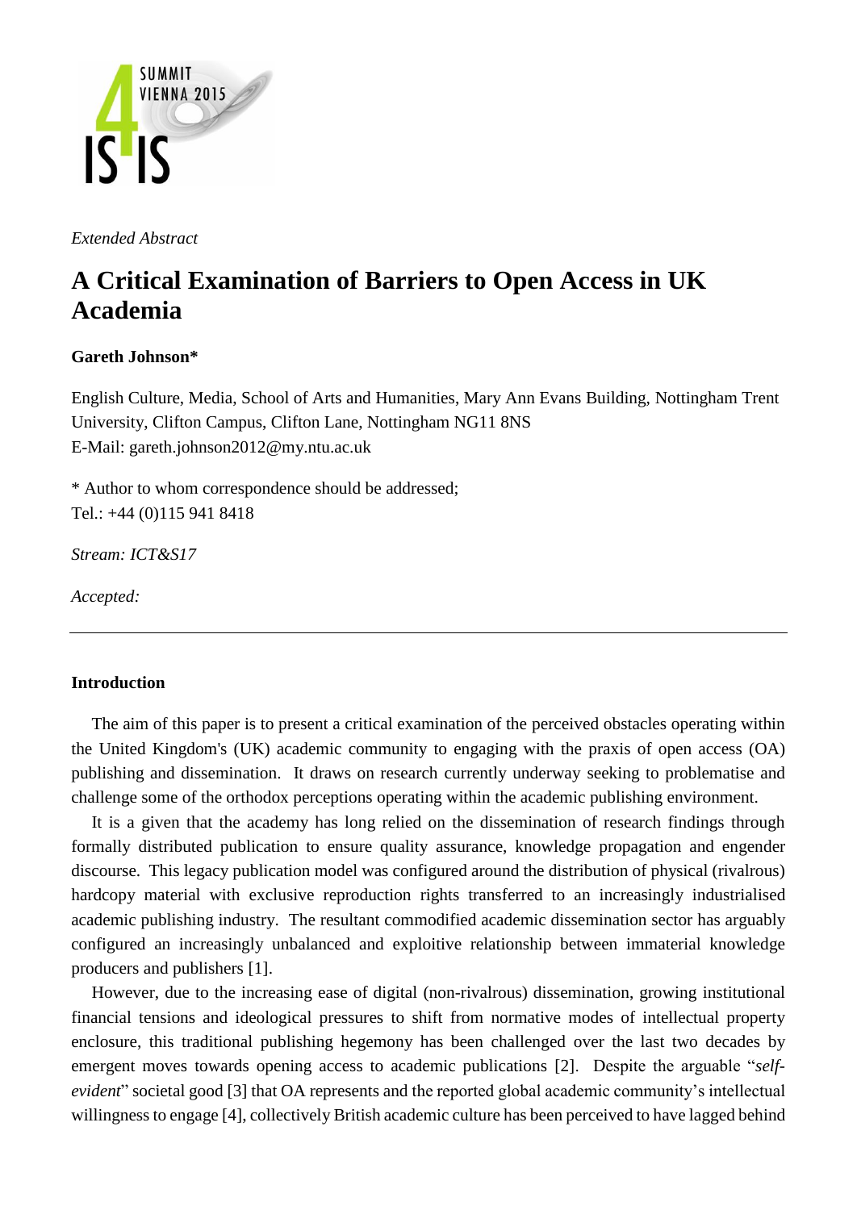*Extended Abstract*

# A Critical Examination of Barriers to Open Access in UK Academia

**Gareth Johnson***

English Culture, Media, School of Arts and Humanities, Mary Ann Evans Building, Nottingham Trent University, Clifton Campus, Clifton Lane, Nottingham NG11 8NS
E-Mail: gareth.johnson2012@my.ntu.ac.uk

* Author to whom correspondence should be addressed;
Tel.: +44 (0)115 941 8418

*Stream: ICT&S17*

*Accepted:*

---

## Introduction

The aim of this paper is to present a critical examination of the perceived obstacles operating within the United Kingdom's (UK) academic community to engaging with the praxis of open access (OA) publishing and dissemination. It draws on research currently underway seeking to problematise and challenge some of the orthodox perceptions operating within the academic publishing environment.

It is a given that the academy has long relied on the dissemination of research findings through formally distributed publication to ensure quality assurance, knowledge propagation and engender discourse. This legacy publication model was configured around the distribution of physical (rivalrous) hardcopy material with exclusive reproduction rights transferred to an increasingly industrialised academic publishing industry. The resultant commodified academic dissemination sector has arguably configured an increasingly unbalanced and exploitive relationship between immaterial knowledge producers and publishers [1].

However, due to the increasing ease of digital (non-rivalrous) dissemination, growing institutional financial tensions and ideological pressures to shift from normative modes of intellectual property enclosure, this traditional publishing hegemony has been challenged over the last two decades by emergent moves towards opening access to academic publications [2]. Despite the arguable "*self-evident*" societal good [3] that OA represents and the reported global academic community's intellectual willingness to engage [4], collectively British academic culture has been perceived to have lagged behind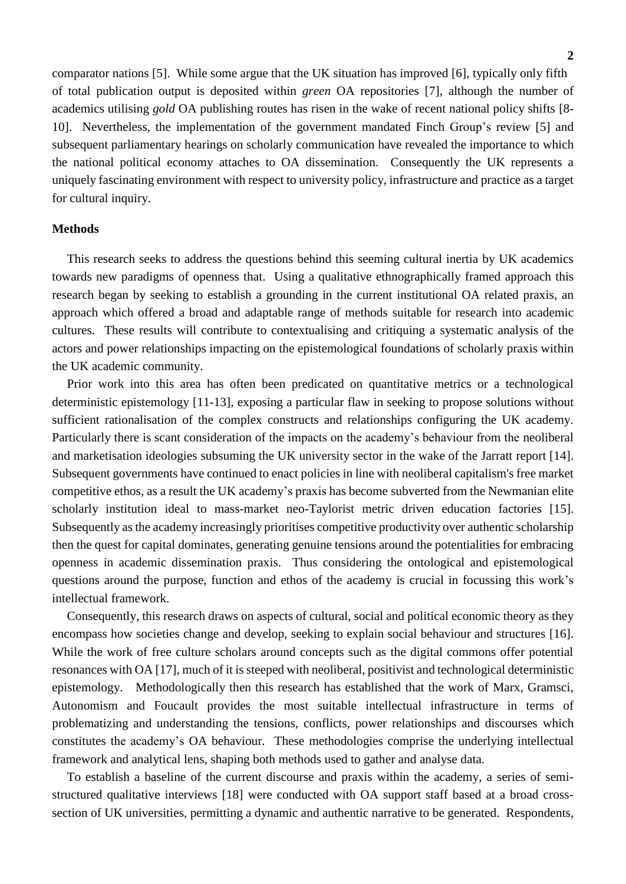comparator nations [5]. While some argue that the UK situation has improved [6], typically only fifth of total publication output is deposited within *green* OA repositories [7], although the number of academics utilising *gold* OA publishing routes has risen in the wake of recent national policy shifts [8-10]. Nevertheless, the implementation of the government mandated Finch Group's review [5] and subsequent parliamentary hearings on scholarly communication have revealed the importance to which the national political economy attaches to OA dissemination. Consequently the UK represents a uniquely fascinating environment with respect to university policy, infrastructure and practice as a target for cultural inquiry.

## Methods

This research seeks to address the questions behind this seeming cultural inertia by UK academics towards new paradigms of openness that. Using a qualitative ethnographically framed approach this research began by seeking to establish a grounding in the current institutional OA related praxis, an approach which offered a broad and adaptable range of methods suitable for research into academic cultures. These results will contribute to contextualising and critiquing a systematic analysis of the actors and power relationships impacting on the epistemological foundations of scholarly praxis within the UK academic community.

Prior work into this area has often been predicated on quantitative metrics or a technological deterministic epistemology [11-13], exposing a particular flaw in seeking to propose solutions without sufficient rationalisation of the complex constructs and relationships configuring the UK academy. Particularly there is scant consideration of the impacts on the academy's behaviour from the neoliberal and marketisation ideologies subsuming the UK university sector in the wake of the Jarratt report [14]. Subsequent governments have continued to enact policies in line with neoliberal capitalism's free market competitive ethos, as a result the UK academy's praxis has become subverted from the Newmanian elite scholarly institution ideal to mass-market neo-Taylorist metric driven education factories [15]. Subsequently as the academy increasingly prioritises competitive productivity over authentic scholarship then the quest for capital dominates, generating genuine tensions around the potentialities for embracing openness in academic dissemination praxis. Thus considering the ontological and epistemological questions around the purpose, function and ethos of the academy is crucial in focussing this work's intellectual framework.

Consequently, this research draws on aspects of cultural, social and political economic theory as they encompass how societies change and develop, seeking to explain social behaviour and structures [16]. While the work of free culture scholars around concepts such as the digital commons offer potential resonances with OA [17], much of it is steeped with neoliberal, positivist and technological deterministic epistemology. Methodologically then this research has established that the work of Marx, Gramsci, Autonomism and Foucault provides the most suitable intellectual infrastructure in terms of problematizing and understanding the tensions, conflicts, power relationships and discourses which constitutes the academy's OA behaviour. These methodologies comprise the underlying intellectual framework and analytical lens, shaping both methods used to gather and analyse data.

To establish a baseline of the current discourse and praxis within the academy, a series of semi-structured qualitative interviews [18] were conducted with OA support staff based at a broad cross-section of UK universities, permitting a dynamic and authentic narrative to be generated. Respondents,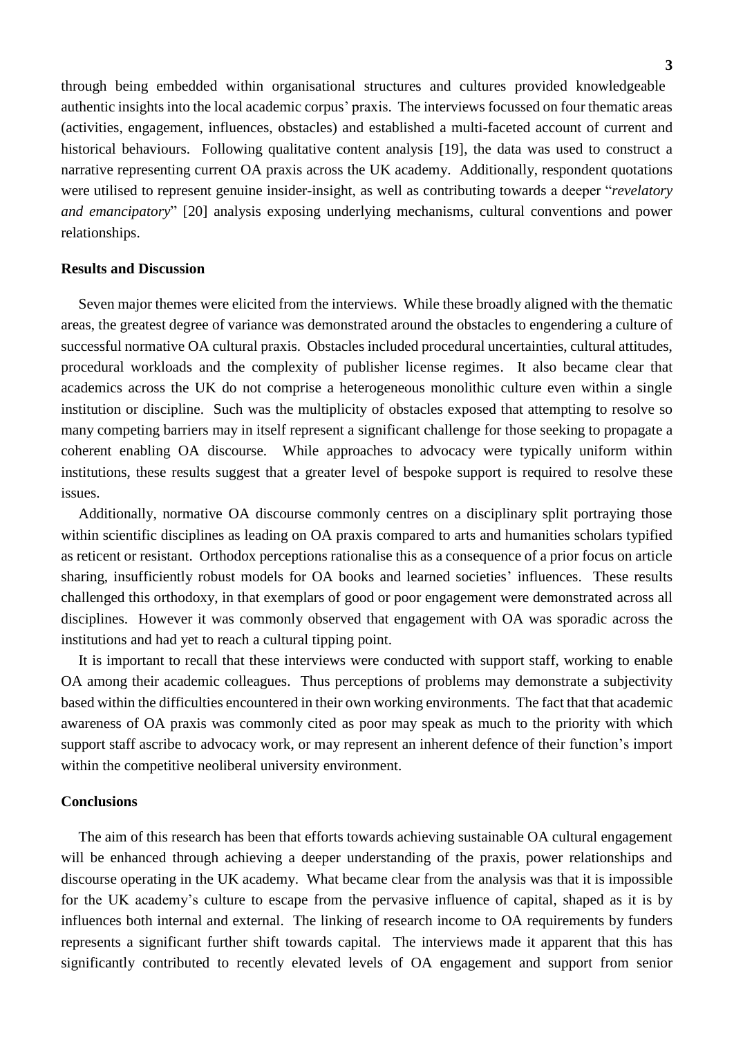through being embedded within organisational structures and cultures provided knowledgeable authentic insights into the local academic corpus' praxis. The interviews focussed on four thematic areas (activities, engagement, influences, obstacles) and established a multi-faceted account of current and historical behaviours. Following qualitative content analysis [19], the data was used to construct a narrative representing current OA praxis across the UK academy. Additionally, respondent quotations were utilised to represent genuine insider-insight, as well as contributing towards a deeper "*revelatory and emancipatory*" [20] analysis exposing underlying mechanisms, cultural conventions and power relationships.

### Results and Discussion

Seven major themes were elicited from the interviews. While these broadly aligned with the thematic areas, the greatest degree of variance was demonstrated around the obstacles to engendering a culture of successful normative OA cultural praxis. Obstacles included procedural uncertainties, cultural attitudes, procedural workloads and the complexity of publisher license regimes. It also became clear that academics across the UK do not comprise a heterogeneous monolithic culture even within a single institution or discipline. Such was the multiplicity of obstacles exposed that attempting to resolve so many competing barriers may in itself represent a significant challenge for those seeking to propagate a coherent enabling OA discourse. While approaches to advocacy were typically uniform within institutions, these results suggest that a greater level of bespoke support is required to resolve these issues.

Additionally, normative OA discourse commonly centres on a disciplinary split portraying those within scientific disciplines as leading on OA praxis compared to arts and humanities scholars typified as reticent or resistant. Orthodox perceptions rationalise this as a consequence of a prior focus on article sharing, insufficiently robust models for OA books and learned societies' influences. These results challenged this orthodoxy, in that exemplars of good or poor engagement were demonstrated across all disciplines. However it was commonly observed that engagement with OA was sporadic across the institutions and had yet to reach a cultural tipping point.

It is important to recall that these interviews were conducted with support staff, working to enable OA among their academic colleagues. Thus perceptions of problems may demonstrate a subjectivity based within the difficulties encountered in their own working environments. The fact that that academic awareness of OA praxis was commonly cited as poor may speak as much to the priority with which support staff ascribe to advocacy work, or may represent an inherent defence of their function's import within the competitive neoliberal university environment.

### Conclusions

The aim of this research has been that efforts towards achieving sustainable OA cultural engagement will be enhanced through achieving a deeper understanding of the praxis, power relationships and discourse operating in the UK academy. What became clear from the analysis was that it is impossible for the UK academy's culture to escape from the pervasive influence of capital, shaped as it is by influences both internal and external. The linking of research income to OA requirements by funders represents a significant further shift towards capital. The interviews made it apparent that this has significantly contributed to recently elevated levels of OA engagement and support from senior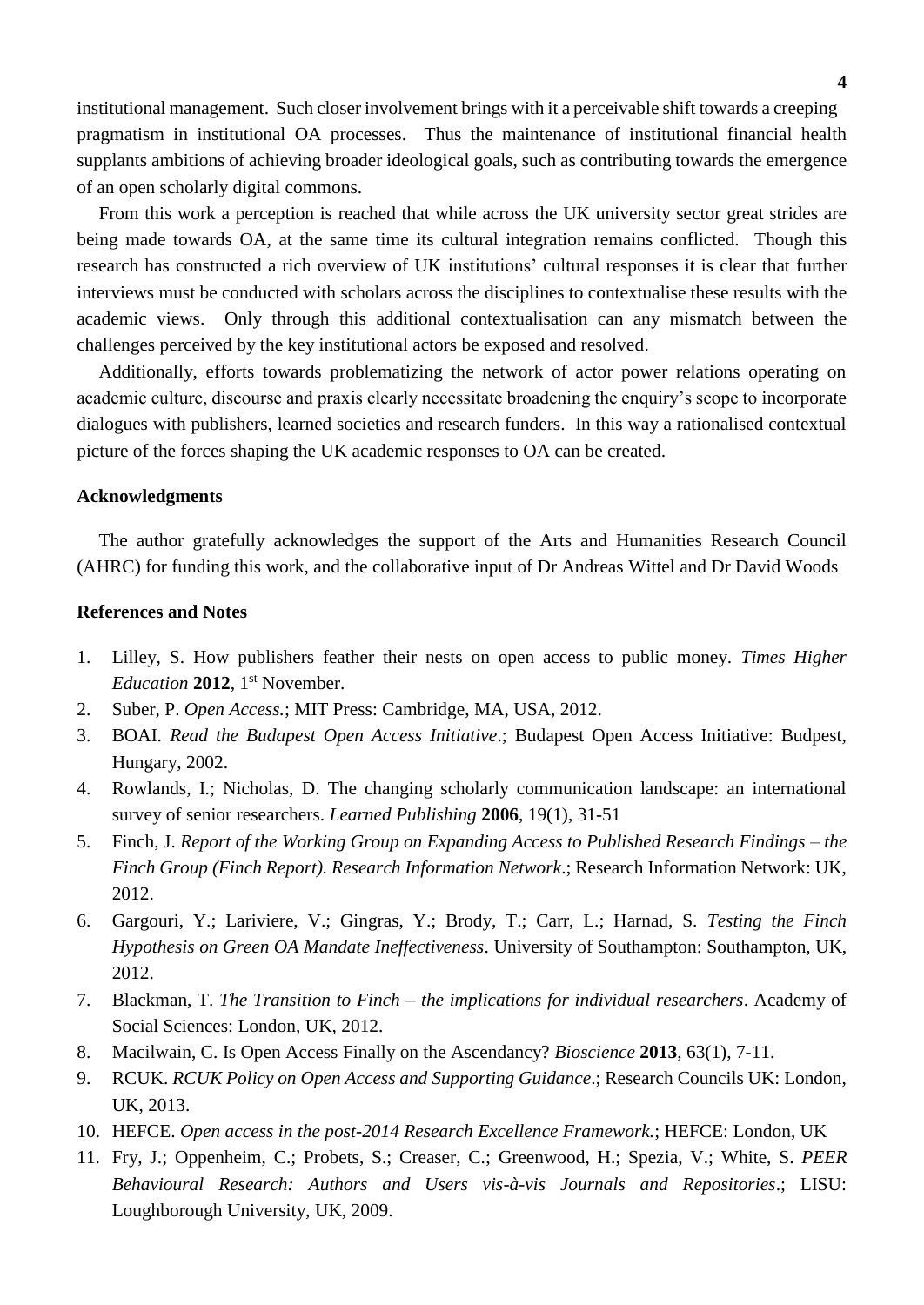institutional management. Such closer involvement brings with it a perceivable shift towards a creeping pragmatism in institutional OA processes. Thus the maintenance of institutional financial health supplants ambitions of achieving broader ideological goals, such as contributing towards the emergence of an open scholarly digital commons.

From this work a perception is reached that while across the UK university sector great strides are being made towards OA, at the same time its cultural integration remains conflicted. Though this research has constructed a rich overview of UK institutions' cultural responses it is clear that further interviews must be conducted with scholars across the disciplines to contextualise these results with the academic views. Only through this additional contextualisation can any mismatch between the challenges perceived by the key institutional actors be exposed and resolved.

Additionally, efforts towards problematizing the network of actor power relations operating on academic culture, discourse and praxis clearly necessitate broadening the enquiry's scope to incorporate dialogues with publishers, learned societies and research funders. In this way a rationalised contextual picture of the forces shaping the UK academic responses to OA can be created.

### Acknowledgments

The author gratefully acknowledges the support of the Arts and Humanities Research Council (AHRC) for funding this work, and the collaborative input of Dr Andreas Wittel and Dr David Woods

### References and Notes

1. Lilley, S. How publishers feather their nests on open access to public money. *Times Higher Education* **2012**, 1st November.
2. Suber, P. *Open Access.*; MIT Press: Cambridge, MA, USA, 2012.
3. BOAI. *Read the Budapest Open Access Initiative*.; Budapest Open Access Initiative: Budpest, Hungary, 2002.
4. Rowlands, I.; Nicholas, D. The changing scholarly communication landscape: an international survey of senior researchers. *Learned Publishing* **2006**, 19(1), 31-51
5. Finch, J. *Report of the Working Group on Expanding Access to Published Research Findings – the Finch Group (Finch Report). Research Information Network*.; Research Information Network: UK, 2012.
6. Gargouri, Y.; Lariviere, V.; Gingras, Y.; Brody, T.; Carr, L.; Harnad, S. *Testing the Finch Hypothesis on Green OA Mandate Ineffectiveness*. University of Southampton: Southampton, UK, 2012.
7. Blackman, T. *The Transition to Finch – the implications for individual researchers*. Academy of Social Sciences: London, UK, 2012.
8. Macilwain, C. Is Open Access Finally on the Ascendancy? *Bioscience* **2013**, 63(1), 7-11.
9. RCUK. *RCUK Policy on Open Access and Supporting Guidance*.; Research Councils UK: London, UK, 2013.
10. HEFCE. *Open access in the post-2014 Research Excellence Framework.*; HEFCE: London, UK
11. Fry, J.; Oppenheim, C.; Probets, S.; Creaser, C.; Greenwood, H.; Spezia, V.; White, S. *PEER Behavioural Research: Authors and Users vis-à-vis Journals and Repositories*.; LISU: Loughborough University, UK, 2009.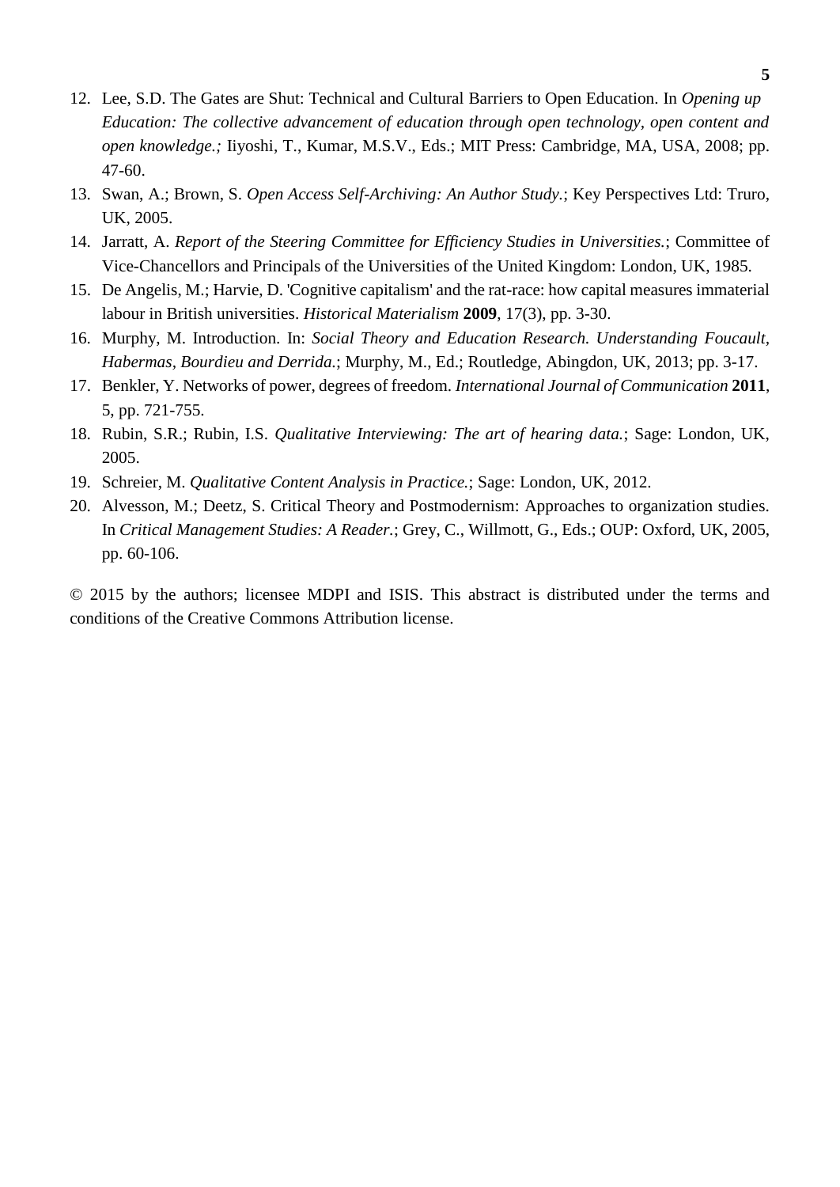12. Lee, S.D. The Gates are Shut: Technical and Cultural Barriers to Open Education. In *Opening up Education: The collective advancement of education through open technology, open content and open knowledge.;* Iiyoshi, T., Kumar, M.S.V., Eds.; MIT Press: Cambridge, MA, USA, 2008; pp. 47-60.
13. Swan, A.; Brown, S. *Open Access Self-Archiving: An Author Study.*; Key Perspectives Ltd: Truro, UK, 2005.
14. Jarratt, A. *Report of the Steering Committee for Efficiency Studies in Universities.*; Committee of Vice-Chancellors and Principals of the Universities of the United Kingdom: London, UK, 1985.
15. De Angelis, M.; Harvie, D. 'Cognitive capitalism' and the rat-race: how capital measures immaterial labour in British universities. *Historical Materialism* **2009**, 17(3), pp. 3-30.
16. Murphy, M. Introduction. In: *Social Theory and Education Research. Understanding Foucault, Habermas, Bourdieu and Derrida.*; Murphy, M., Ed.; Routledge, Abingdon, UK, 2013; pp. 3-17.
17. Benkler, Y. Networks of power, degrees of freedom. *International Journal of Communication* **2011**, 5, pp. 721-755.
18. Rubin, S.R.; Rubin, I.S. *Qualitative Interviewing: The art of hearing data.*; Sage: London, UK, 2005.
19. Schreier, M. *Qualitative Content Analysis in Practice.*; Sage: London, UK, 2012.
20. Alvesson, M.; Deetz, S. Critical Theory and Postmodernism: Approaches to organization studies. In *Critical Management Studies: A Reader.*; Grey, C., Willmott, G., Eds.; OUP: Oxford, UK, 2005, pp. 60-106.

© 2015 by the authors; licensee MDPI and ISIS. This abstract is distributed under the terms and conditions of the Creative Commons Attribution license.